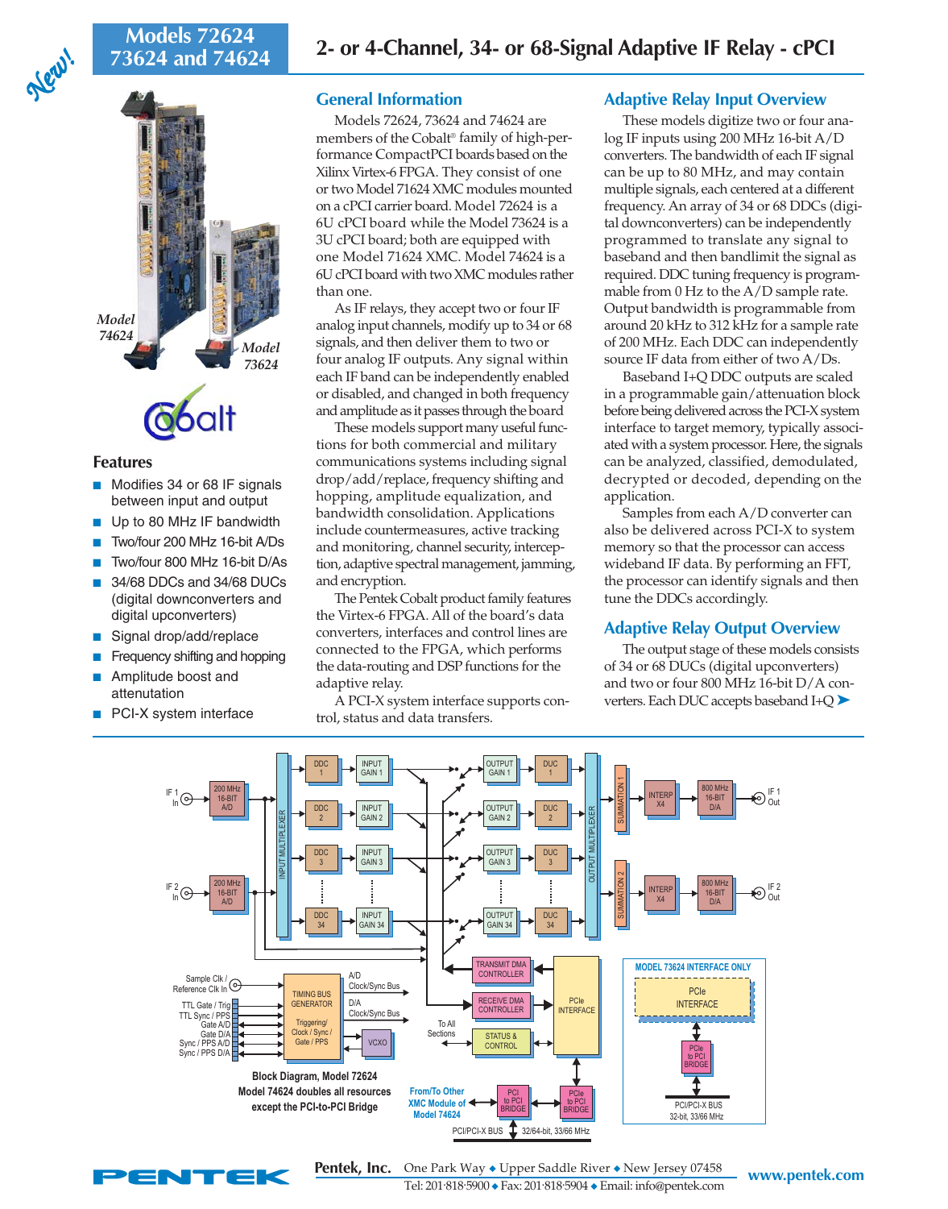# Models 72624, 73624 and 74624

## 2- or 4-Channel, 34- or 68-Signal Adaptive IF Relay - cPCI

New!

Model 74624

Model 73624

### Features

- Modifies 34 or 68 IF signals between input and output
- Up to 80 MHz IF bandwidth
- Two/four 200 MHz 16-bit A/Ds
- Two/four 800 MHz 16-bit D/As
- 34/68 DDCs and 34/68 DUCs (digital downconverters and digital upconverters)
- Signal drop/add/replace
- Frequency shifting and hopping
- Amplitude boost and attenuation
- PCI-X system interface

## General Information

Models 72624, 73624 and 74624 are members of the Cobalt® family of high-performance CompactPCI boards based on the Xilinx Virtex-6 FPGA. They consist of one or two Model 71624 XMC modules mounted on a cPCI carrier board. Model 72624 is a 6U cPCI board while the Model 73624 is a 3U cPCI board; both are equipped with one Model 71624 XMC. Model 74624 is a 6U cPCI board with two XMC modules rather than one.

As IF relays, they accept two or four IF analog input channels, modify up to 34 or 68 signals, and then deliver them to two or four analog IF outputs. Any signal within each IF band can be independently enabled or disabled, and changed in both frequency and amplitude as it passes through the board

These models support many useful functions for both commercial and military communications systems including signal drop/add/replace, frequency shifting and hopping, amplitude equalization, and bandwidth consolidation. Applications include countermeasures, active tracking and monitoring, channel security, interception, adaptive spectral management, jamming, and encryption.

The Pentek Cobalt product family features the Virtex-6 FPGA. All of the board's data converters, interfaces and control lines are connected to the FPGA, which performs the data-routing and DSP functions for the adaptive relay.

A PCI-X system interface supports control, status and data transfers.

## Adaptive Relay Input Overview

These models digitize two or four analog IF inputs using 200 MHz 16-bit A/D converters. The bandwidth of each IF signal can be up to 80 MHz, and may contain multiple signals, each centered at a different frequency. An array of 34 or 68 DDCs (digital downconverters) can be independently programmed to translate any signal to baseband and then bandlimit the signal as required. DDC tuning frequency is programmable from 0 Hz to the A/D sample rate. Output bandwidth is programmable from around 20 kHz to 312 kHz for a sample rate of 200 MHz. Each DDC can independently source IF data from either of two A/Ds.

Baseband I+Q DDC outputs are scaled in a programmable gain/attenuation block before being delivered across the PCI-X system interface to target memory, typically associated with a system processor. Here, the signals can be analyzed, classified, demodulated, decrypted or decoded, depending on the application.

Samples from each A/D converter can also be delivered across PCI-X to system memory so that the processor can access wideband IF data. By performing an FFT, the processor can identify signals and then tune the DDCs accordingly.

## Adaptive Relay Output Overview

The output stage of these models consists of 34 or 68 DUCs (digital upconverters) and two or four 800 MHz 16-bit D/A converters. Each DUC accepts baseband I+Q ➤

Block Diagram, Model 72624
Model 74624 doubles all resources except the PCI-to-PCI Bridge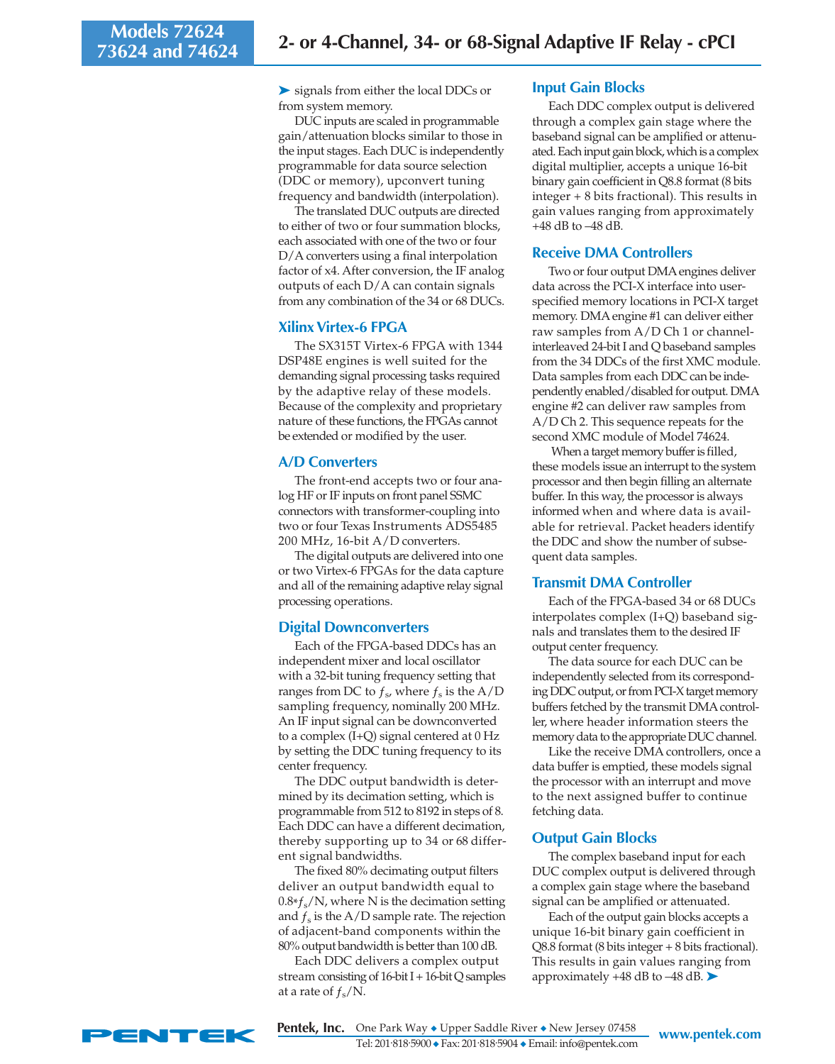➤ signals from either the local DDCs or from system memory.

DUC inputs are scaled in programmable gain/attenuation blocks similar to those in the input stages. Each DUC is independently programmable for data source selection (DDC or memory), upconvert tuning frequency and bandwidth (interpolation).

The translated DUC outputs are directed to either of two or four summation blocks, each associated with one of the two or four D/A converters using a final interpolation factor of x4. After conversion, the IF analog outputs of each D/A can contain signals from any combination of the 34 or 68 DUCs.

## Xilinx Virtex-6 FPGA

The SX315T Virtex-6 FPGA with 1344 DSP48E engines is well suited for the demanding signal processing tasks required by the adaptive relay of these models. Because of the complexity and proprietary nature of these functions, the FPGAs cannot be extended or modified by the user.

## A/D Converters

The front-end accepts two or four analog HF or IF inputs on front panel SSMC connectors with transformer-coupling into two or four Texas Instruments ADS5485 200 MHz, 16-bit A/D converters.

The digital outputs are delivered into one or two Virtex-6 FPGAs for the data capture and all of the remaining adaptive relay signal processing operations.

## Digital Downconverters

Each of the FPGA-based DDCs has an independent mixer and local oscillator with a 32-bit tuning frequency setting that ranges from DC to $f_s$, where $f_s$ is the A/D sampling frequency, nominally 200 MHz. An IF input signal can be downconverted to a complex (I+Q) signal centered at 0 Hz by setting the DDC tuning frequency to its center frequency.

The DDC output bandwidth is determined by its decimation setting, which is programmable from 512 to 8192 in steps of 8. Each DDC can have a different decimation, thereby supporting up to 34 or 68 different signal bandwidths.

The fixed 80% decimating output filters deliver an output bandwidth equal to $0.8*f_s/N$, where N is the decimation setting and $f_s$ is the A/D sample rate. The rejection of adjacent-band components within the 80% output bandwidth is better than 100 dB.

Each DDC delivers a complex output stream consisting of 16-bit I + 16-bit Q samples at a rate of $f_s/N$.

## Input Gain Blocks

Each DDC complex output is delivered through a complex gain stage where the baseband signal can be amplified or attenuated. Each input gain block, which is a complex digital multiplier, accepts a unique 16-bit binary gain coefficient in Q8.8 format (8 bits integer + 8 bits fractional). This results in gain values ranging from approximately +48 dB to –48 dB.

## Receive DMA Controllers

Two or four output DMA engines deliver data across the PCI-X interface into user-specified memory locations in PCI-X target memory. DMA engine #1 can deliver either raw samples from A/D Ch 1 or channel-interleaved 24-bit I and Q baseband samples from the 34 DDCs of the first XMC module. Data samples from each DDC can be independently enabled/disabled for output. DMA engine #2 can deliver raw samples from A/D Ch 2. This sequence repeats for the second XMC module of Model 74624.

When a target memory buffer is filled, these models issue an interrupt to the system processor and then begin filling an alternate buffer. In this way, the processor is always informed when and where data is available for retrieval. Packet headers identify the DDC and show the number of subsequent data samples.

## Transmit DMA Controller

Each of the FPGA-based 34 or 68 DUCs interpolates complex (I+Q) baseband signals and translates them to the desired IF output center frequency.

The data source for each DUC can be independently selected from its corresponding DDC output, or from PCI-X target memory buffers fetched by the transmit DMA controller, where header information steers the memory data to the appropriate DUC channel.

Like the receive DMA controllers, once a data buffer is emptied, these models signal the processor with an interrupt and move to the next assigned buffer to continue fetching data.

## Output Gain Blocks

The complex baseband input for each DUC complex output is delivered through a complex gain stage where the baseband signal can be amplified or attenuated.

Each of the output gain blocks accepts a unique 16-bit binary gain coefficient in Q8.8 format (8 bits integer + 8 bits fractional). This results in gain values ranging from approximately +48 dB to –48 dB. ➤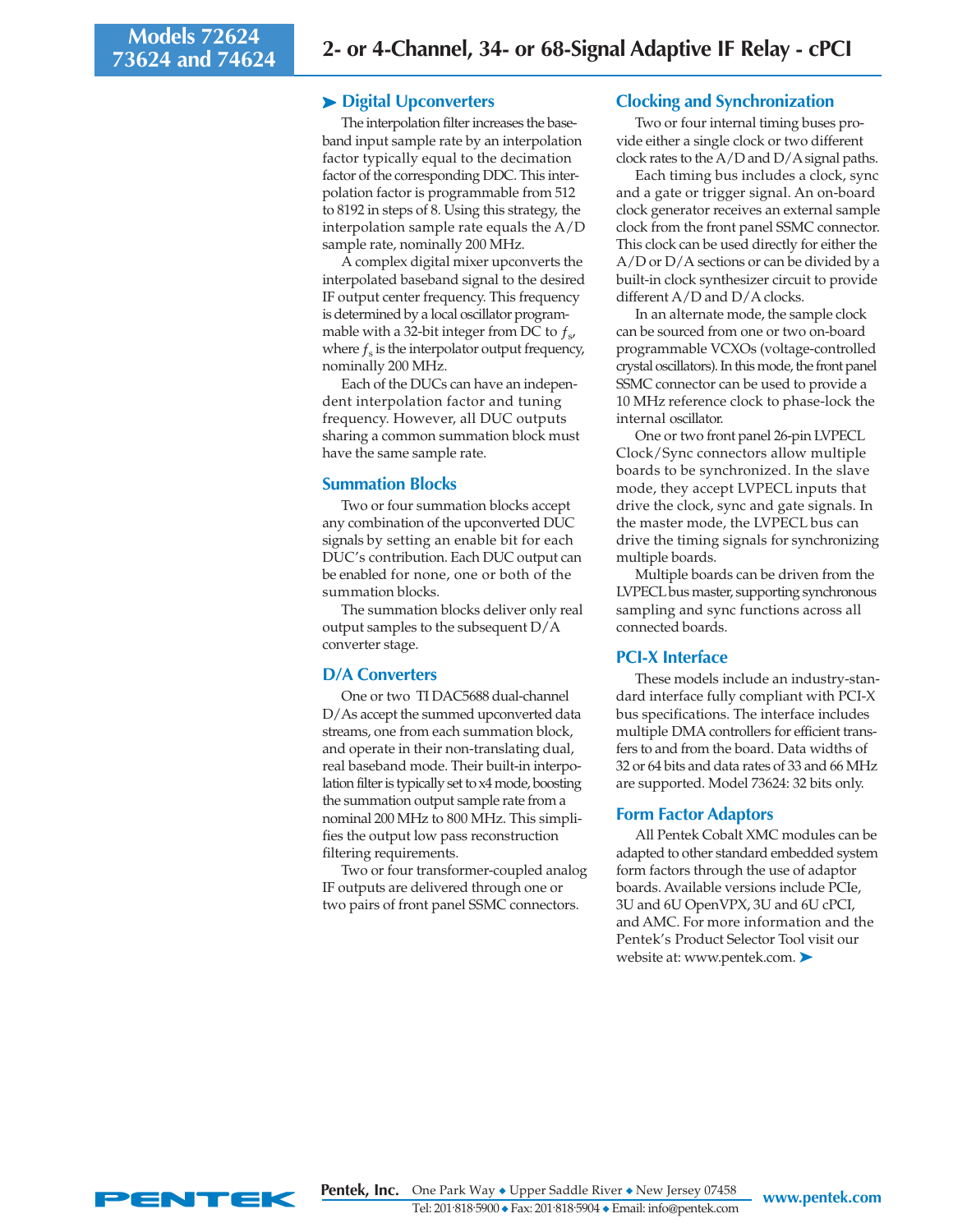## Digital Upconverters

The interpolation filter increases the baseband input sample rate by an interpolation factor typically equal to the decimation factor of the corresponding DDC. This interpolation factor is programmable from 512 to 8192 in steps of 8. Using this strategy, the interpolation sample rate equals the A/D sample rate, nominally 200 MHz.

A complex digital mixer upconverts the interpolated baseband signal to the desired IF output center frequency. This frequency is determined by a local oscillator programmable with a 32-bit integer from DC to $f_s$, where $f_s$ is the interpolator output frequency, nominally 200 MHz.

Each of the DUCs can have an independent interpolation factor and tuning frequency. However, all DUC outputs sharing a common summation block must have the same sample rate.

## Summation Blocks

Two or four summation blocks accept any combination of the upconverted DUC signals by setting an enable bit for each DUC's contribution. Each DUC output can be enabled for none, one or both of the summation blocks.

The summation blocks deliver only real output samples to the subsequent D/A converter stage.

## D/A Converters

One or two TI DAC5688 dual-channel D/As accept the summed upconverted data streams, one from each summation block, and operate in their non-translating dual, real baseband mode. Their built-in interpolation filter is typically set to x4 mode, boosting the summation output sample rate from a nominal 200 MHz to 800 MHz. This simplifies the output low pass reconstruction filtering requirements.

Two or four transformer-coupled analog IF outputs are delivered through one or two pairs of front panel SSMC connectors.

## Clocking and Synchronization

Two or four internal timing buses provide either a single clock or two different clock rates to the A/D and D/A signal paths.

Each timing bus includes a clock, sync and a gate or trigger signal. An on-board clock generator receives an external sample clock from the front panel SSMC connector. This clock can be used directly for either the A/D or D/A sections or can be divided by a built-in clock synthesizer circuit to provide different A/D and D/A clocks.

In an alternate mode, the sample clock can be sourced from one or two on-board programmable VCXOs (voltage-controlled crystal oscillators). In this mode, the front panel SSMC connector can be used to provide a 10 MHz reference clock to phase-lock the internal oscillator.

One or two front panel 26-pin LVPECL Clock/Sync connectors allow multiple boards to be synchronized. In the slave mode, they accept LVPECL inputs that drive the clock, sync and gate signals. In the master mode, the LVPECL bus can drive the timing signals for synchronizing multiple boards.

Multiple boards can be driven from the LVPECL bus master, supporting synchronous sampling and sync functions across all connected boards.

## PCI-X Interface

These models include an industry-standard interface fully compliant with PCI-X bus specifications. The interface includes multiple DMA controllers for efficient transfers to and from the board. Data widths of 32 or 64 bits and data rates of 33 and 66 MHz are supported. Model 73624: 32 bits only.

## Form Factor Adaptors

All Pentek Cobalt XMC modules can be adapted to other standard embedded system form factors through the use of adaptor boards. Available versions include PCIe, 3U and 6U OpenVPX, 3U and 6U cPCI, and AMC. For more information and the Pentek's Product Selector Tool visit our website at: www.pentek.com.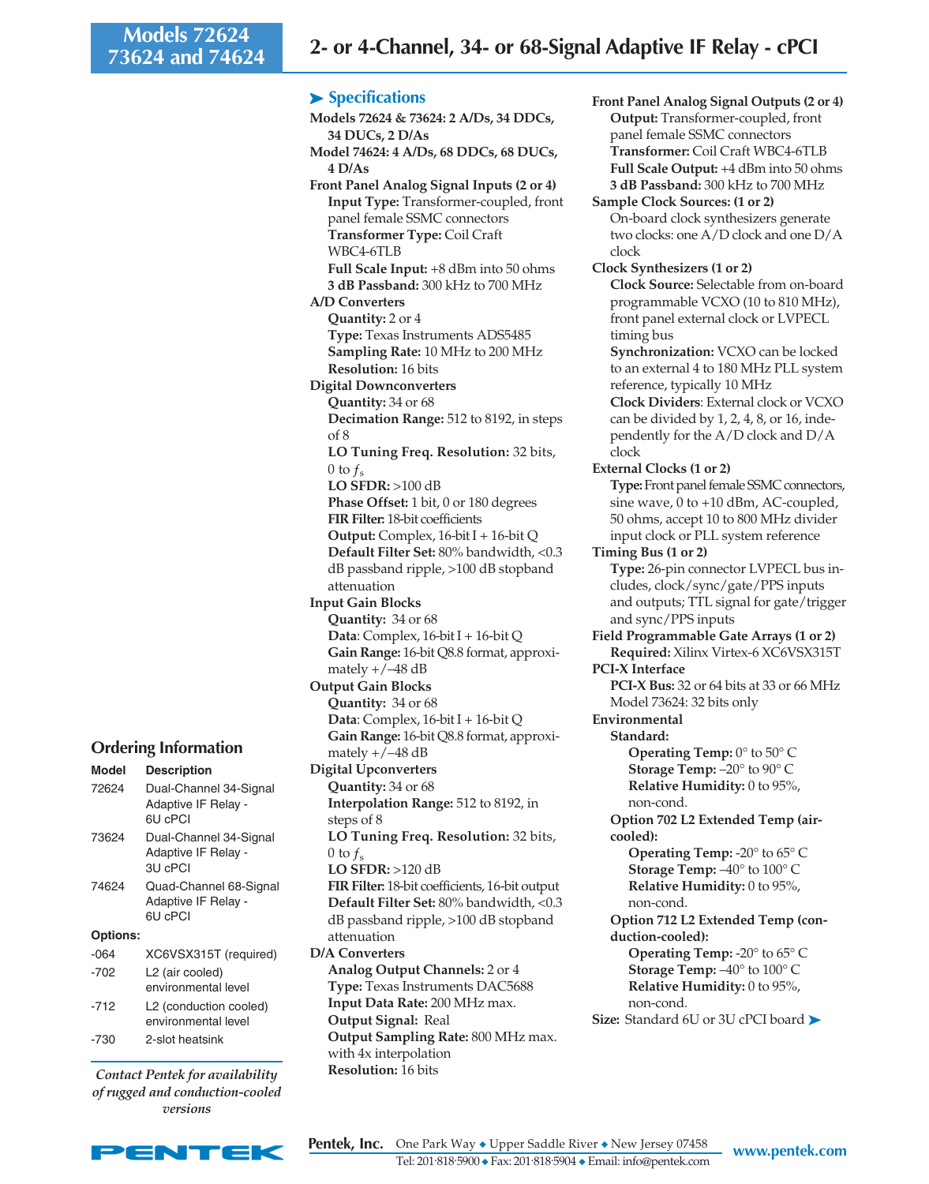# Models 72624 73624 and 74624

## 2- or 4-Channel, 34- or 68-Signal Adaptive IF Relay - cPCI

### Specifications

**Models 72624 & 73624: 2 A/Ds, 34 DDCs, 34 DUCs, 2 D/As**

**Model 74624: 4 A/Ds, 68 DDCs, 68 DUCs, 4 D/As**

**Front Panel Analog Signal Inputs (2 or 4)**
- **Input Type:** Transformer-coupled, front panel female SSMC connectors
- **Transformer Type:** Coil Craft WBC4-6TLB
- **Full Scale Input:** +8 dBm into 50 ohms
- **3 dB Passband:** 300 kHz to 700 MHz

**A/D Converters**
- **Quantity:** 2 or 4
- **Type:** Texas Instruments ADS5485
- **Sampling Rate:** 10 MHz to 200 MHz
- **Resolution:** 16 bits

**Digital Downconverters**
- **Quantity:** 34 or 68
- **Decimation Range:** 512 to 8192, in steps of 8
- **LO Tuning Freq. Resolution:** 32 bits, 0 to $f_s$
- **LO SFDR:** >100 dB
- **Phase Offset:** 1 bit, 0 or 180 degrees
- **FIR Filter:** 18-bit coefficients
- **Output:** Complex, 16-bit I + 16-bit Q
- **Default Filter Set:** 80% bandwidth, <0.3 dB passband ripple, >100 dB stopband attenuation

**Input Gain Blocks**
- **Quantity:** 34 or 68
- **Data**: Complex, 16-bit I + 16-bit Q
- **Gain Range:** 16-bit Q8.8 format, approximately +/–48 dB

**Output Gain Blocks**
- **Quantity:** 34 or 68
- **Data**: Complex, 16-bit I + 16-bit Q
- **Gain Range:** 16-bit Q8.8 format, approximately +/–48 dB

**Digital Upconverters**
- **Quantity:** 34 or 68
- **Interpolation Range:** 512 to 8192, in steps of 8
- **LO Tuning Freq. Resolution:** 32 bits, 0 to $f_s$
- **LO SFDR:** >120 dB
- **FIR Filter:** 18-bit coefficients, 16-bit output
- **Default Filter Set:** 80% bandwidth, <0.3 dB passband ripple, >100 dB stopband attenuation

**D/A Converters**
- **Analog Output Channels:** 2 or 4
- **Type:** Texas Instruments DAC5688
- **Input Data Rate:** 200 MHz max.
- **Output Signal:** Real
- **Output Sampling Rate:** 800 MHz max. with 4x interpolation
- **Resolution:** 16 bits

**Front Panel Analog Signal Outputs (2 or 4)**
- **Output:** Transformer-coupled, front panel female SSMC connectors
- **Transformer:** Coil Craft WBC4-6TLB
- **Full Scale Output:** +4 dBm into 50 ohms
- **3 dB Passband:** 300 kHz to 700 MHz

**Sample Clock Sources: (1 or 2)**
- On-board clock synthesizers generate two clocks: one A/D clock and one D/A clock

**Clock Synthesizers (1 or 2)**
- **Clock Source:** Selectable from on-board programmable VCXO (10 to 810 MHz), front panel external clock or LVPECL timing bus
- **Synchronization:** VCXO can be locked to an external 4 to 180 MHz PLL system reference, typically 10 MHz
- **Clock Dividers**: External clock or VCXO can be divided by 1, 2, 4, 8, or 16, independently for the A/D clock and D/A clock

**External Clocks (1 or 2)**
- **Type:** Front panel female SSMC connectors, sine wave, 0 to +10 dBm, AC-coupled, 50 ohms, accept 10 to 800 MHz divider input clock or PLL system reference

**Timing Bus (1 or 2)**
- **Type:** 26-pin connector LVPECL bus includes, clock/sync/gate/PPS inputs and outputs; TTL signal for gate/trigger and sync/PPS inputs

**Field Programmable Gate Arrays (1 or 2)**
- **Required:** Xilinx Virtex-6 XC6VSX315T

**PCI-X Interface**
- **PCI-X Bus:** 32 or 64 bits at 33 or 66 MHz
- Model 73624: 32 bits only

**Environmental**
- **Standard:**
  - **Operating Temp:** 0° to 50° C
  - **Storage Temp:** –20° to 90° C
  - **Relative Humidity:** 0 to 95%, non-cond.
- **Option 702 L2 Extended Temp (air-cooled):**
  - **Operating Temp:** -20° to 65° C
  - **Storage Temp:** –40° to 100° C
  - **Relative Humidity:** 0 to 95%, non-cond.
- **Option 712 L2 Extended Temp (conduction-cooled):**
  - **Operating Temp:** -20° to 65° C
  - **Storage Temp:** –40° to 100° C
  - **Relative Humidity:** 0 to 95%, non-cond.

**Size:** Standard 6U or 3U cPCI board

### Ordering Information

| Model | Description |
|---|---|
| 72624 | Dual-Channel 34-Signal Adaptive IF Relay - 6U cPCI |
| 73624 | Dual-Channel 34-Signal Adaptive IF Relay - 3U cPCI |
| 74624 | Quad-Channel 68-Signal Adaptive IF Relay - 6U cPCI |

**Options:**

| Option | Description |
|---|---|
| -064 | XC6VSX315T (required) |
| -702 | L2 (air cooled) environmental level |
| -712 | L2 (conduction cooled) environmental level |
| -730 | 2-slot heatsink |

*Contact Pentek for availability of rugged and conduction-cooled versions*

**Pentek, Inc.** One Park Way ◆ Upper Saddle River ◆ New Jersey 07458
Tel: 201·818·5900 ◆ Fax: 201·818·5904 ◆ Email: info@pentek.com
www.pentek.com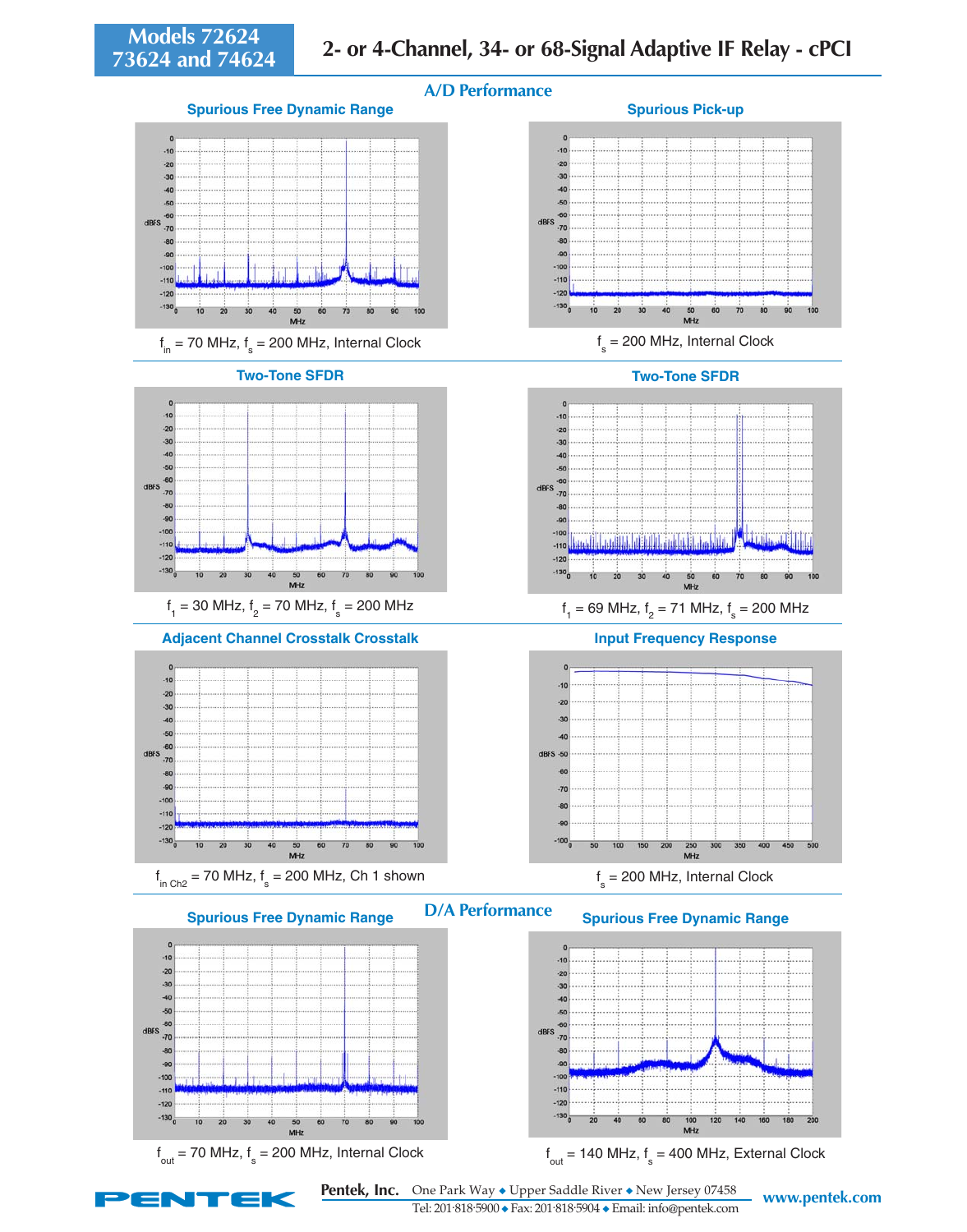## A/D Performance

### Spurious Free Dynamic Range

0
-10
-20
-30
-40
-50
-60
-70
-80
-90
-100
-110
-120
-130
dBFS
0 10 20 30 40 50 60 70 80 90 100
MHz

$f_{in}$ = 70 MHz, $f_s$ = 200 MHz, Internal Clock

### Spurious Pick-up

0
-10
-20
-30
-40
-50
-60
-70
-80
-90
-100
-110
-120
-130
dBFS
0 10 20 30 40 50 60 70 80 90 100
MHz

$f_s$ = 200 MHz, Internal Clock

### Two-Tone SFDR

0
-10
-20
-30
-40
-50
-60
-70
-80
-90
-100
-110
-120
-130
dBFS
0 10 20 30 40 50 60 70 80 90 100
MHz

$f_1$ = 30 MHz, $f_2$ = 70 MHz, $f_s$ = 200 MHz

### Two-Tone SFDR

0
-10
-20
-30
-40
-50
-60
-70
-80
-90
-100
-110
-120
-130
dBFS
0 10 20 30 40 50 60 70 80 90 100
MHz

$f_1$ = 69 MHz, $f_2$ = 71 MHz, $f_s$ = 200 MHz

### Adjacent Channel Crosstalk Crosstalk

0
-10
-20
-30
-40
-50
-60
-70
-80
-90
-100
-110
-120
-130
dBFS
0 10 20 30 40 50 60 70 80 90 100
MHz

$f_{in\ Ch2}$ = 70 MHz, $f_s$ = 200 MHz, Ch 1 shown

### Input Frequency Response

0
-10
-20
-30
-40
-50
-60
-70
-80
-90
-100
dBFS
0 50 100 150 200 250 300 350 400 450 500
MHz

$f_s$ = 200 MHz, Internal Clock

## D/A Performance

### Spurious Free Dynamic Range

0
-10
-20
-30
-40
-50
-60
-70
-80
-90
-100
-110
-120
-130
dBFS
0 10 20 30 40 50 60 70 80 90 100
MHz

$f_{out}$ = 70 MHz, $f_s$ = 200 MHz, Internal Clock

### Spurious Free Dynamic Range

0
-10
-20
-30
-40
-50
-60
-70
-80
-90
-100
-110
-120
-130
dBFS
0 20 40 60 80 100 120 140 160 180 200
MHz

$f_{out}$ = 140 MHz, $f_s$ = 400 MHz, External Clock